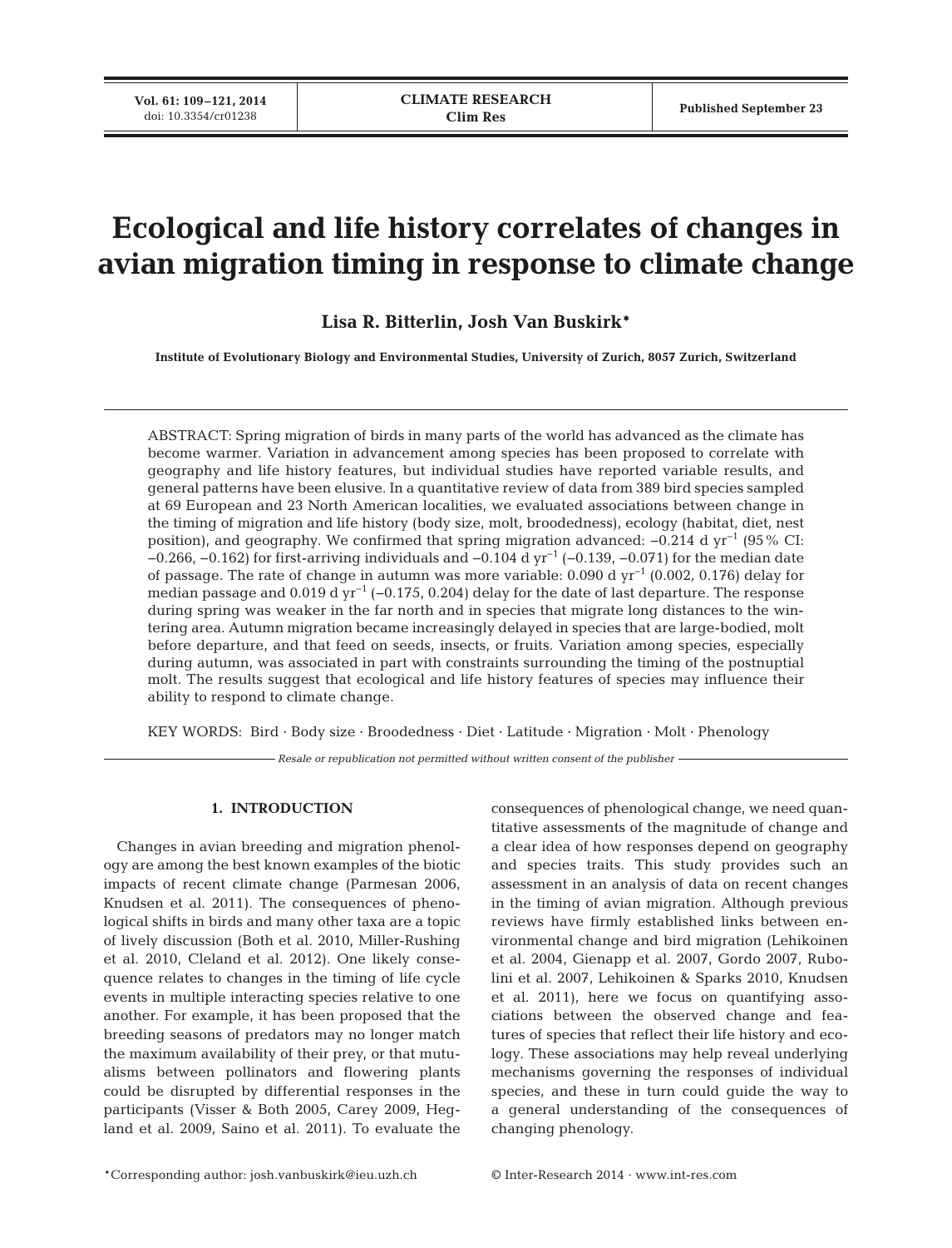# Ecological and life history correlates of changes in avian migration timing in response to climate change

**Lisa R. Bitterlin, Josh Van Buskirk***

**Institute of Evolutionary Biology and Environmental Studies, University of Zurich, 8057 Zurich, Switzerland**

ABSTRACT: Spring migration of birds in many parts of the world has advanced as the climate has become warmer. Variation in advancement among species has been proposed to correlate with geography and life history features, but individual studies have reported variable results, and general patterns have been elusive. In a quantitative review of data from 389 bird species sampled at 69 European and 23 North American localities, we evaluated associations between change in the timing of migration and life history (body size, molt, broodedness), ecology (habitat, diet, nest position), and geography. We confirmed that spring migration advanced: −0.214 d $yr^{-1}$ (95% CI: −0.266, −0.162) for first-arriving individuals and −0.104 d $yr^{-1}$ (−0.139, −0.071) for the median date of passage. The rate of change in autumn was more variable: 0.090 d $yr^{-1}$ (0.002, 0.176) delay for median passage and 0.019 d $yr^{-1}$ (−0.175, 0.204) delay for the date of last departure. The response during spring was weaker in the far north and in species that migrate long distances to the wintering area. Autumn migration became increasingly delayed in species that are large-bodied, molt before departure, and that feed on seeds, insects, or fruits. Variation among species, especially during autumn, was associated in part with constraints surrounding the timing of the postnuptial molt. The results suggest that ecological and life history features of species may influence their ability to respond to climate change.

KEY WORDS: Bird · Body size · Broodedness · Diet · Latitude · Migration · Molt · Phenology

*Resale or republication not permitted without written consent of the publisher*

## 1. INTRODUCTION

Changes in avian breeding and migration phenology are among the best known examples of the biotic impacts of recent climate change (Parmesan 2006, Knudsen et al. 2011). The consequences of phenological shifts in birds and many other taxa are a topic of lively discussion (Both et al. 2010, Miller-Rushing et al. 2010, Cleland et al. 2012). One likely consequence relates to changes in the timing of life cycle events in multiple interacting species relative to one another. For example, it has been proposed that the breeding seasons of predators may no longer match the maximum availability of their prey, or that mutualisms between pollinators and flowering plants could be disrupted by differential responses in the participants (Visser & Both 2005, Carey 2009, Hegland et al. 2009, Saino et al. 2011). To evaluate the consequences of phenological change, we need quantitative assessments of the magnitude of change and a clear idea of how responses depend on geography and species traits. This study provides such an assessment in an analysis of data on recent changes in the timing of avian migration. Although previous reviews have firmly established links between environmental change and bird migration (Lehikoinen et al. 2004, Gienapp et al. 2007, Gordo 2007, Rubolini et al. 2007, Lehikoinen & Sparks 2010, Knudsen et al. 2011), here we focus on quantifying associations between the observed change and features of species that reflect their life history and ecology. These associations may help reveal underlying mechanisms governing the responses of individual species, and these in turn could guide the way to a general understanding of the consequences of changing phenology.

*Corresponding author: josh.vanbuskirk@ieu.uzh.ch

© Inter-Research 2014 · www.int-res.com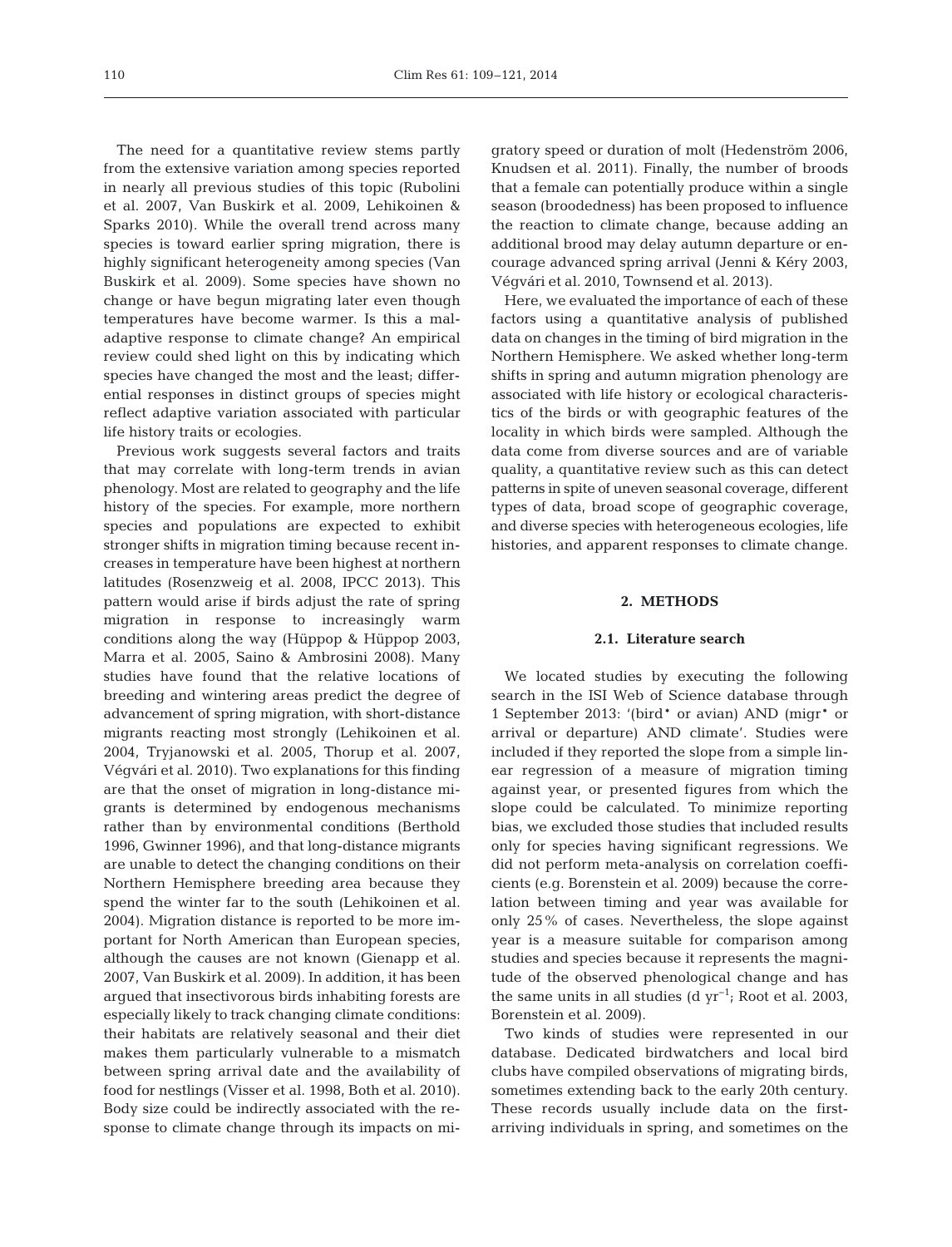The need for a quantitative review stems partly from the extensive variation among species reported in nearly all previous studies of this topic (Rubolini et al. 2007, Van Buskirk et al. 2009, Lehikoinen & Sparks 2010). While the overall trend across many species is toward earlier spring migration, there is highly significant heterogeneity among species (Van Buskirk et al. 2009). Some species have shown no change or have begun migrating later even though temperatures have become warmer. Is this a maladaptive response to climate change? An empirical review could shed light on this by indicating which species have changed the most and the least; differential responses in distinct groups of species might reflect adaptive variation associated with particular life history traits or ecologies.

Previous work suggests several factors and traits that may correlate with long-term trends in avian phenology. Most are related to geography and the life history of the species. For example, more northern species and populations are expected to exhibit stronger shifts in migration timing because recent increases in temperature have been highest at northern latitudes (Rosenzweig et al. 2008, IPCC 2013). This pattern would arise if birds adjust the rate of spring migration in response to increasingly warm conditions along the way (Hüppop & Hüppop 2003, Marra et al. 2005, Saino & Ambrosini 2008). Many studies have found that the relative locations of breeding and wintering areas predict the degree of advancement of spring migration, with short-distance migrants reacting most strongly (Lehikoinen et al. 2004, Tryjanowski et al. 2005, Thorup et al. 2007, Végvári et al. 2010). Two explanations for this finding are that the onset of migration in long-distance migrants is determined by endogenous mechanisms rather than by environmental conditions (Berthold 1996, Gwinner 1996), and that long-distance migrants are unable to detect the changing conditions on their Northern Hemisphere breeding area because they spend the winter far to the south (Lehikoinen et al. 2004). Migration distance is reported to be more important for North American than European species, although the causes are not known (Gienapp et al. 2007, Van Buskirk et al. 2009). In addition, it has been argued that insectivorous birds inhabiting forests are especially likely to track changing climate conditions: their habitats are relatively seasonal and their diet makes them particularly vulnerable to a mismatch between spring arrival date and the availability of food for nestlings (Visser et al. 1998, Both et al. 2010). Body size could be indirectly associated with the response to climate change through its impacts on migratory speed or duration of molt (Hedenström 2006, Knudsen et al. 2011). Finally, the number of broods that a female can potentially produce within a single season (broodedness) has been proposed to influence the reaction to climate change, because adding an additional brood may delay autumn departure or encourage advanced spring arrival (Jenni & Kéry 2003, Végvári et al. 2010, Townsend et al. 2013).

Here, we evaluated the importance of each of these factors using a quantitative analysis of published data on changes in the timing of bird migration in the Northern Hemisphere. We asked whether long-term shifts in spring and autumn migration phenology are associated with life history or ecological characteristics of the birds or with geographic features of the locality in which birds were sampled. Although the data come from diverse sources and are of variable quality, a quantitative review such as this can detect patterns in spite of uneven seasonal coverage, different types of data, broad scope of geographic coverage, and diverse species with heterogeneous ecologies, life histories, and apparent responses to climate change.

## 2. METHODS

### 2.1. Literature search

We located studies by executing the following search in the ISI Web of Science database through 1 September 2013: '(bird* or avian) AND (migr* or arrival or departure) AND climate'. Studies were included if they reported the slope from a simple linear regression of a measure of migration timing against year, or presented figures from which the slope could be calculated. To minimize reporting bias, we excluded those studies that included results only for species having significant regressions. We did not perform meta-analysis on correlation coefficients (e.g. Borenstein et al. 2009) because the correlation between timing and year was available for only 25% of cases. Nevertheless, the slope against year is a measure suitable for comparison among studies and species because it represents the magnitude of the observed phenological change and has the same units in all studies (d $yr^{-1}$; Root et al. 2003, Borenstein et al. 2009).

Two kinds of studies were represented in our database. Dedicated birdwatchers and local bird clubs have compiled observations of migrating birds, sometimes extending back to the early 20th century. These records usually include data on the first-arriving individuals in spring, and sometimes on the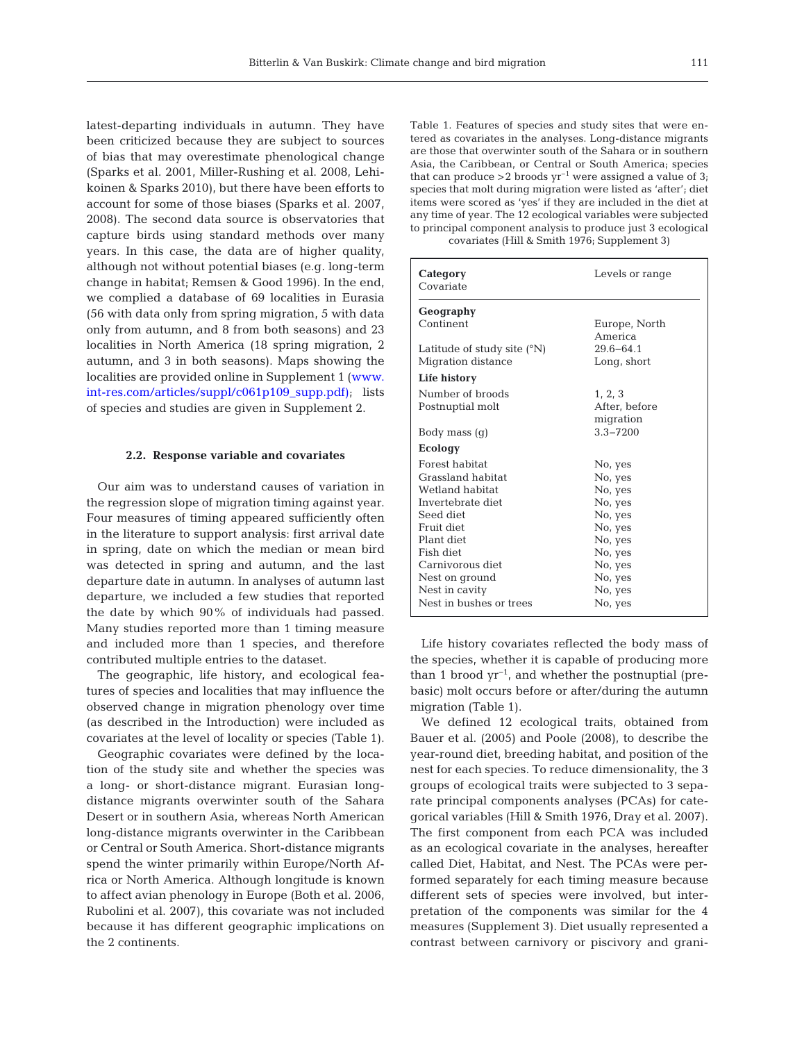latest-departing individuals in autumn. They have been criticized because they are subject to sources of bias that may overestimate phenological change (Sparks et al. 2001, Miller-Rushing et al. 2008, Lehikoinen & Sparks 2010), but there have been efforts to account for some of those biases (Sparks et al. 2007, 2008). The second data source is observatories that capture birds using standard methods over many years. In this case, the data are of higher quality, although not without potential biases (e.g. long-term change in habitat; Remsen & Good 1996). In the end, we complied a database of 69 localities in Eurasia (56 with data only from spring migration, 5 with data only from autumn, and 8 from both seasons) and 23 localities in North America (18 spring migration, 2 autumn, and 3 in both seasons). Maps showing the localities are provided online in Supplement 1 (www.int-res.com/articles/suppl/c061p109_supp.pdf); lists of species and studies are given in Supplement 2.

### 2.2. Response variable and covariates

Our aim was to understand causes of variation in the regression slope of migration timing against year. Four measures of timing appeared sufficiently often in the literature to support analysis: first arrival date in spring, date on which the median or mean bird was detected in spring and autumn, and the last departure date in autumn. In analyses of autumn last departure, we included a few studies that reported the date by which 90% of individuals had passed. Many studies reported more than 1 timing measure and included more than 1 species, and therefore contributed multiple entries to the dataset.

The geographic, life history, and ecological features of species and localities that may influence the observed change in migration phenology over time (as described in the Introduction) were included as covariates at the level of locality or species (Table 1).

Geographic covariates were defined by the location of the study site and whether the species was a long- or short-distance migrant. Eurasian long-distance migrants overwinter south of the Sahara Desert or in southern Asia, whereas North American long-distance migrants overwinter in the Caribbean or Central or South America. Short-distance migrants spend the winter primarily within Europe/North Africa or North America. Although longitude is known to affect avian phenology in Europe (Both et al. 2006, Rubolini et al. 2007), this covariate was not included because it has different geographic implications on the 2 continents.

Table 1. Features of species and study sites that were entered as covariates in the analyses. Long-distance migrants are those that overwinter south of the Sahara or in southern Asia, the Caribbean, or Central or South America; species that can produce >2 broods $yr^{-1}$ were assigned a value of 3; species that molt during migration were listed as 'after'; diet items were scored as 'yes' if they are included in the diet at any time of year. The 12 ecological variables were subjected to principal component analysis to produce just 3 ecological covariates (Hill & Smith 1976; Supplement 3)

| Category / Covariate | Levels or range |
|---|---|
| **Geography** | |
| Continent | Europe, North America |
| Latitude of study site (°N) | 29.6–64.1 |
| Migration distance | Long, short |
| **Life history** | |
| Number of broods | 1, 2, 3 |
| Postnuptial molt | After, before migration |
| Body mass (g) | 3.3–7200 |
| **Ecology** | |
| Forest habitat | No, yes |
| Grassland habitat | No, yes |
| Wetland habitat | No, yes |
| Invertebrate diet | No, yes |
| Seed diet | No, yes |
| Fruit diet | No, yes |
| Plant diet | No, yes |
| Fish diet | No, yes |
| Carnivorous diet | No, yes |
| Nest on ground | No, yes |
| Nest in cavity | No, yes |
| Nest in bushes or trees | No, yes |

Life history covariates reflected the body mass of the species, whether it is capable of producing more than 1 brood $yr^{-1}$, and whether the postnuptial (prebasic) molt occurs before or after/during the autumn migration (Table 1).

We defined 12 ecological traits, obtained from Bauer et al. (2005) and Poole (2008), to describe the year-round diet, breeding habitat, and position of the nest for each species. To reduce dimensionality, the 3 groups of ecological traits were subjected to 3 separate principal components analyses (PCAs) for categorical variables (Hill & Smith 1976, Dray et al. 2007). The first component from each PCA was included as an ecological covariate in the analyses, hereafter called Diet, Habitat, and Nest. The PCAs were performed separately for each timing measure because different sets of species were involved, but interpretation of the components was similar for the 4 measures (Supplement 3). Diet usually represented a contrast between carnivory or piscivory and grani-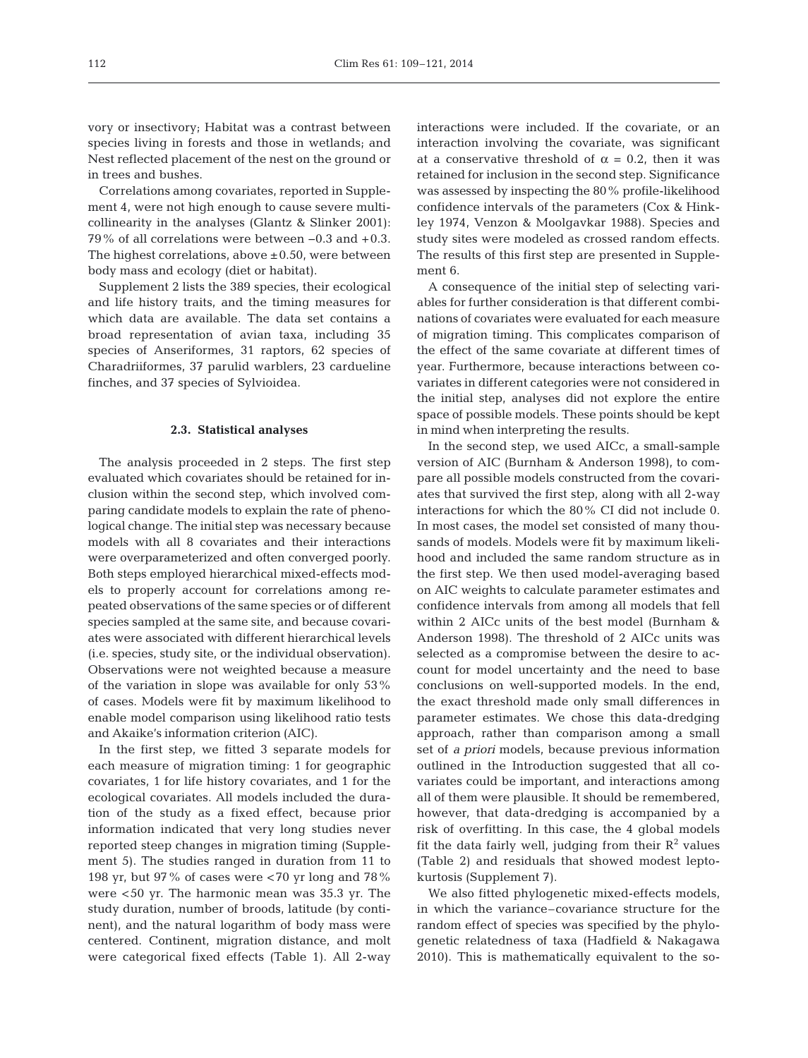vory or insectivory; Habitat was a contrast between species living in forests and those in wetlands; and Nest reflected placement of the nest on the ground or in trees and bushes.

Correlations among covariates, reported in Supplement 4, were not high enough to cause severe multicollinearity in the analyses (Glantz & Slinker 2001): 79% of all correlations were between −0.3 and +0.3. The highest correlations, above ±0.50, were between body mass and ecology (diet or habitat).

Supplement 2 lists the 389 species, their ecological and life history traits, and the timing measures for which data are available. The data set contains a broad representation of avian taxa, including 35 species of Anseriformes, 31 raptors, 62 species of Charadriiformes, 37 parulid warblers, 23 cardueline finches, and 37 species of Sylvioidea.

### 2.3. Statistical analyses

The analysis proceeded in 2 steps. The first step evaluated which covariates should be retained for inclusion within the second step, which involved comparing candidate models to explain the rate of phenological change. The initial step was necessary because models with all 8 covariates and their interactions were overparameterized and often converged poorly. Both steps employed hierarchical mixed-effects models to properly account for correlations among repeated observations of the same species or of different species sampled at the same site, and because covariates were associated with different hierarchical levels (i.e. species, study site, or the individual observation). Observations were not weighted because a measure of the variation in slope was available for only 53% of cases. Models were fit by maximum likelihood to enable model comparison using likelihood ratio tests and Akaike's information criterion (AIC).

In the first step, we fitted 3 separate models for each measure of migration timing: 1 for geographic covariates, 1 for life history covariates, and 1 for the ecological covariates. All models included the duration of the study as a fixed effect, because prior information indicated that very long studies never reported steep changes in migration timing (Supplement 5). The studies ranged in duration from 11 to 198 yr, but 97% of cases were <70 yr long and 78% were <50 yr. The harmonic mean was 35.3 yr. The study duration, number of broods, latitude (by continent), and the natural logarithm of body mass were centered. Continent, migration distance, and molt were categorical fixed effects (Table 1). All 2-way interactions were included. If the covariate, or an interaction involving the covariate, was significant at a conservative threshold of $\alpha = 0.2$, then it was retained for inclusion in the second step. Significance was assessed by inspecting the 80% profile-likelihood confidence intervals of the parameters (Cox & Hinkley 1974, Venzon & Moolgavkar 1988). Species and study sites were modeled as crossed random effects. The results of this first step are presented in Supplement 6.

A consequence of the initial step of selecting variables for further consideration is that different combinations of covariates were evaluated for each measure of migration timing. This complicates comparison of the effect of the same covariate at different times of year. Furthermore, because interactions between covariates in different categories were not considered in the initial step, analyses did not explore the entire space of possible models. These points should be kept in mind when interpreting the results.

In the second step, we used AICc, a small-sample version of AIC (Burnham & Anderson 1998), to compare all possible models constructed from the covariates that survived the first step, along with all 2-way interactions for which the 80% CI did not include 0. In most cases, the model set consisted of many thousands of models. Models were fit by maximum likelihood and included the same random structure as in the first step. We then used model-averaging based on AIC weights to calculate parameter estimates and confidence intervals from among all models that fell within 2 AICc units of the best model (Burnham & Anderson 1998). The threshold of 2 AICc units was selected as a compromise between the desire to account for model uncertainty and the need to base conclusions on well-supported models. In the end, the exact threshold made only small differences in parameter estimates. We chose this data-dredging approach, rather than comparison among a small set of *a priori* models, because previous information outlined in the Introduction suggested that all covariates could be important, and interactions among all of them were plausible. It should be remembered, however, that data-dredging is accompanied by a risk of overfitting. In this case, the 4 global models fit the data fairly well, judging from their $R^2$ values (Table 2) and residuals that showed modest leptokurtosis (Supplement 7).

We also fitted phylogenetic mixed-effects models, in which the variance–covariance structure for the random effect of species was specified by the phylogenetic relatedness of taxa (Hadfield & Nakagawa 2010). This is mathematically equivalent to the so-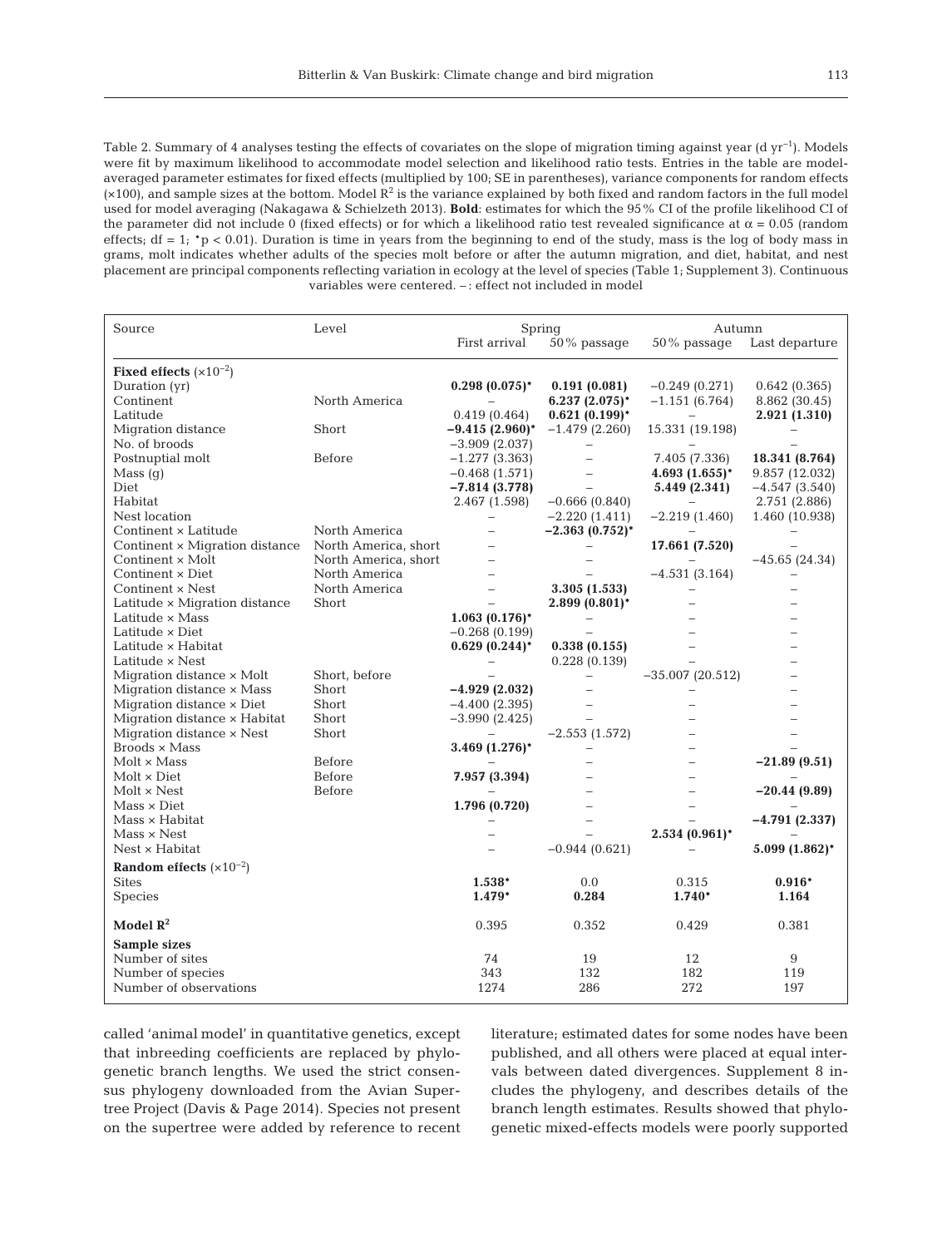Table 2. Summary of 4 analyses testing the effects of covariates on the slope of migration timing against year (d $yr^{-1}$). Models were fit by maximum likelihood to accommodate model selection and likelihood ratio tests. Entries in the table are model-averaged parameter estimates for fixed effects (multiplied by 100; SE in parentheses), variance components for random effects (×100), and sample sizes at the bottom. Model $R^2$ is the variance explained by both fixed and random factors in the full model used for model averaging (Nakagawa & Schielzeth 2013). **Bold**: estimates for which the 95% CI of the profile likelihood CI of the parameter did not include 0 (fixed effects) or for which a likelihood ratio test revealed significance at $\alpha = 0.05$ (random effects; df = 1; *p < 0.01). Duration is time in years from the beginning to end of the study, mass is the log of body mass in grams, molt indicates whether adults of the species molt before or after the autumn migration, and diet, habitat, and nest placement are principal components reflecting variation in ecology at the level of species (Table 1; Supplement 3). Continuous variables were centered. –: effect not included in model

| Source | Level | Spring | | Autumn | |
|---|---|---|---|---|---|
| | | First arrival | 50% passage | 50% passage | Last departure |
| **Fixed effects** ($\times 10^{-2}$) | | | | | |
| Duration (yr) | | **0.298 (0.075)*** | **0.191 (0.081)** | −0.249 (0.271) | 0.642 (0.365) |
| Continent | North America | – | **6.237 (2.075)*** | −1.151 (6.764) | 8.862 (30.45) |
| Latitude | | 0.419 (0.464) | **0.621 (0.199)*** | – | **2.921 (1.310)** |
| Migration distance | Short | **−9.415 (2.960)*** | −1.479 (2.260) | 15.331 (19.198) | – |
| No. of broods | | −3.909 (2.037) | – | – | – |
| Postnuptial molt | Before | −1.277 (3.363) | – | 7.405 (7.336) | **18.341 (8.764)** |
| Mass (g) | | −0.468 (1.571) | – | **4.693 (1.655)*** | 9.857 (12.032) |
| Diet | | **−7.814 (3.778)** | – | **5.449 (2.341)** | −4.547 (3.540) |
| Habitat | | 2.467 (1.598) | −0.666 (0.840) | – | 2.751 (2.886) |
| Nest location | | – | −2.220 (1.411) | −2.219 (1.460) | 1.460 (10.938) |
| Continent × Latitude | North America | – | **−2.363 (0.752)*** | – | – |
| Continent × Migration distance | North America, short | – | – | **17.661 (7.520)** | – |
| Continent × Molt | North America, short | – | – | – | −45.65 (24.34) |
| Continent × Diet | North America | – | – | −4.531 (3.164) | – |
| Continent × Nest | North America | – | **3.305 (1.533)** | – | – |
| Latitude × Migration distance | Short | – | **2.899 (0.801)*** | – | – |
| Latitude × Mass | | **1.063 (0.176)*** | – | – | – |
| Latitude × Diet | | −0.268 (0.199) | – | – | – |
| Latitude × Habitat | | **0.629 (0.244)*** | **0.338 (0.155)** | – | – |
| Latitude × Nest | | – | 0.228 (0.139) | – | – |
| Migration distance × Molt | Short, before | – | – | −35.007 (20.512) | – |
| Migration distance × Mass | Short | **−4.929 (2.032)** | – | – | – |
| Migration distance × Diet | Short | −4.400 (2.395) | – | – | – |
| Migration distance × Habitat | Short | −3.990 (2.425) | – | – | – |
| Migration distance × Nest | Short | – | −2.553 (1.572) | – | – |
| Broods × Mass | | **3.469 (1.276)*** | – | – | – |
| Molt × Mass | Before | – | – | – | **−21.89 (9.51)** |
| Molt × Diet | Before | **7.957 (3.394)** | – | – | – |
| Molt × Nest | Before | – | – | – | **−20.44 (9.89)** |
| Mass × Diet | | **1.796 (0.720)** | – | – | – |
| Mass × Habitat | | – | – | – | **−4.791 (2.337)** |
| Mass × Nest | | – | – | **2.534 (0.961)*** | – |
| Nest × Habitat | | – | −0.944 (0.621) | – | **5.099 (1.862)*** |
| **Random effects** ($\times 10^{-2}$) | | | | | |
| Sites | | **1.538*** | 0.0 | 0.315 | **0.916*** |
| Species | | **1.479*** | **0.284** | **1.740*** | **1.164** |
| **Model $R^2$** | | 0.395 | 0.352 | 0.429 | 0.381 |
| **Sample sizes** | | | | | |
| Number of sites | | 74 | 19 | 12 | 9 |
| Number of species | | 343 | 132 | 182 | 119 |
| Number of observations | | 1274 | 286 | 272 | 197 |

called 'animal model' in quantitative genetics, except that inbreeding coefficients are replaced by phylogenetic branch lengths. We used the strict consensus phylogeny downloaded from the Avian Supertree Project (Davis & Page 2014). Species not present on the supertree were added by reference to recent literature; estimated dates for some nodes have been published, and all others were placed at equal intervals between dated divergences. Supplement 8 includes the phylogeny, and describes details of the branch length estimates. Results showed that phylogenetic mixed-effects models were poorly supported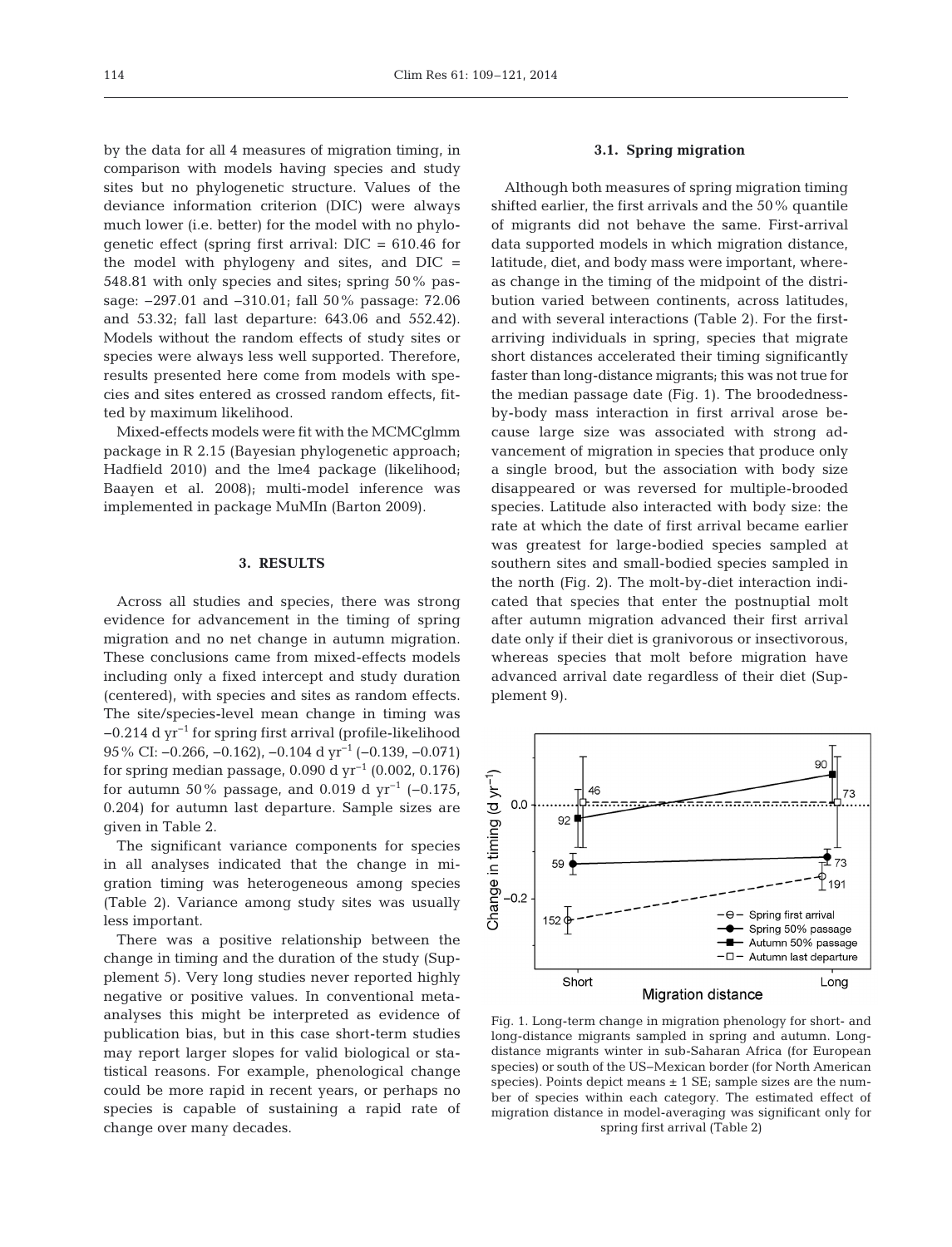by the data for all 4 measures of migration timing, in comparison with models having species and study sites but no phylogenetic structure. Values of the deviance information criterion (DIC) were always much lower (i.e. better) for the model with no phylogenetic effect (spring first arrival: DIC = 610.46 for the model with phylogeny and sites, and DIC = 548.81 with only species and sites; spring 50% passage: −297.01 and −310.01; fall 50% passage: 72.06 and 53.32; fall last departure: 643.06 and 552.42). Models without the random effects of study sites or species were always less well supported. Therefore, results presented here come from models with species and sites entered as crossed random effects, fitted by maximum likelihood.

Mixed-effects models were fit with the MCMCglmm package in R 2.15 (Bayesian phylogenetic approach; Hadfield 2010) and the lme4 package (likelihood; Baayen et al. 2008); multi-model inference was implemented in package MuMIn (Barton 2009).

## 3. RESULTS

Across all studies and species, there was strong evidence for advancement in the timing of spring migration and no net change in autumn migration. These conclusions came from mixed-effects models including only a fixed intercept and study duration (centered), with species and sites as random effects. The site/species-level mean change in timing was −0.214 d $yr^{-1}$ for spring first arrival (profile-likelihood 95% CI: −0.266, −0.162), −0.104 d $yr^{-1}$ (−0.139, −0.071) for spring median passage, 0.090 d $yr^{-1}$ (0.002, 0.176) for autumn 50% passage, and 0.019 d $yr^{-1}$ (−0.175, 0.204) for autumn last departure. Sample sizes are given in Table 2.

The significant variance components for species in all analyses indicated that the change in migration timing was heterogeneous among species (Table 2). Variance among study sites was usually less important.

There was a positive relationship between the change in timing and the duration of the study (Supplement 5). Very long studies never reported highly negative or positive values. In conventional meta-analyses this might be interpreted as evidence of publication bias, but in this case short-term studies may report larger slopes for valid biological or statistical reasons. For example, phenological change could be more rapid in recent years, or perhaps no species is capable of sustaining a rapid rate of change over many decades.

### 3.1. Spring migration

Although both measures of spring migration timing shifted earlier, the first arrivals and the 50% quantile of migrants did not behave the same. First-arrival data supported models in which migration distance, latitude, diet, and body mass were important, whereas change in the timing of the midpoint of the distribution varied between continents, across latitudes, and with several interactions (Table 2). For the first-arriving individuals in spring, species that migrate short distances accelerated their timing significantly faster than long-distance migrants; this was not true for the median passage date (Fig. 1). The broodedness-by-body mass interaction in first arrival arose because large size was associated with strong advancement of migration in species that produce only a single brood, but the association with body size disappeared or was reversed for multiple-brooded species. Latitude also interacted with body size: the rate at which the date of first arrival became earlier was greatest for large-bodied species sampled at southern sites and small-bodied species sampled in the north (Fig. 2). The molt-by-diet interaction indicated that species that enter the postnuptial molt after autumn migration advanced their first arrival date only if their diet is granivorous or insectivorous, whereas species that molt before migration have advanced arrival date regardless of their diet (Supplement 9).

Fig. 1. Long-term change in migration phenology for short- and long-distance migrants sampled in spring and autumn. Long-distance migrants winter in sub-Saharan Africa (for European species) or south of the US–Mexican border (for North American species). Points depict means ± 1 SE; sample sizes are the number of species within each category. The estimated effect of migration distance in model-averaging was significant only for spring first arrival (Table 2)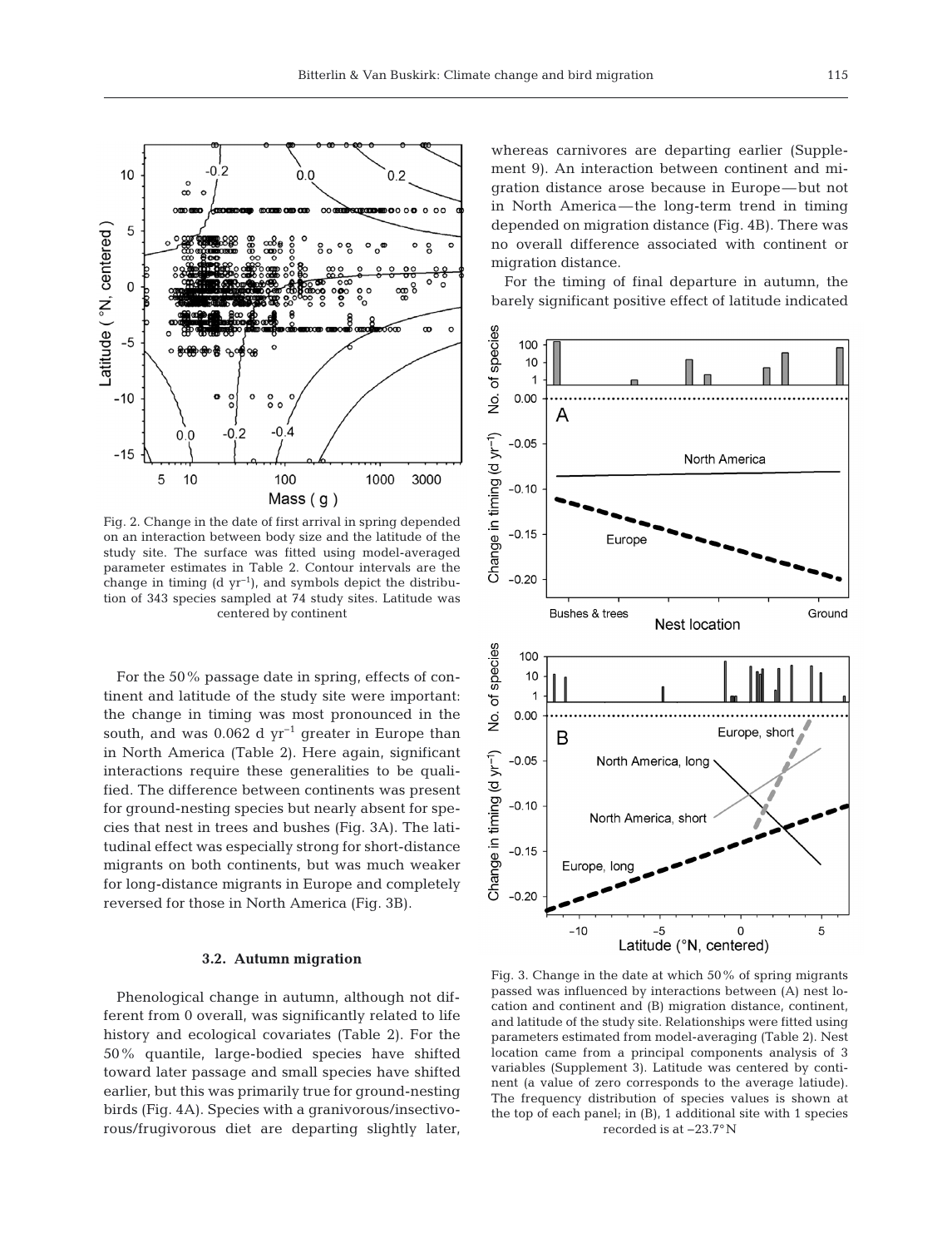Fig. 2. Change in the date of first arrival in spring depended on an interaction between body size and the latitude of the study site. The surface was fitted using model-averaged parameter estimates in Table 2. Contour intervals are the change in timing (d $yr^{-1}$), and symbols depict the distribution of 343 species sampled at 74 study sites. Latitude was centered by continent

For the 50% passage date in spring, effects of continent and latitude of the study site were important: the change in timing was most pronounced in the south, and was 0.062 d $yr^{-1}$ greater in Europe than in North America (Table 2). Here again, significant interactions require these generalities to be qualified. The difference between continents was present for ground-nesting species but nearly absent for species that nest in trees and bushes (Fig. 3A). The latitudinal effect was especially strong for short-distance migrants on both continents, but was much weaker for long-distance migrants in Europe and completely reversed for those in North America (Fig. 3B).

### 3.2. Autumn migration

Phenological change in autumn, although not different from 0 overall, was significantly related to life history and ecological covariates (Table 2). For the 50% quantile, large-bodied species have shifted toward later passage and small species have shifted earlier, but this was primarily true for ground-nesting birds (Fig. 4A). Species with a granivorous/insectivorous/frugivorous diet are departing slightly later, whereas carnivores are departing earlier (Supplement 9). An interaction between continent and migration distance arose because in Europe—but not in North America—the long-term trend in timing depended on migration distance (Fig. 4B). There was no overall difference associated with continent or migration distance.

For the timing of final departure in autumn, the barely significant positive effect of latitude indicated

Fig. 3. Change in the date at which 50% of spring migrants passed was influenced by interactions between (A) nest location and continent and (B) migration distance, continent, and latitude of the study site. Relationships were fitted using parameters estimated from model-averaging (Table 2). Nest location came from a principal components analysis of 3 variables (Supplement 3). Latitude was centered by continent (a value of zero corresponds to the average latiude). The frequency distribution of species values is shown at the top of each panel; in (B), 1 additional site with 1 species recorded is at −23.7° N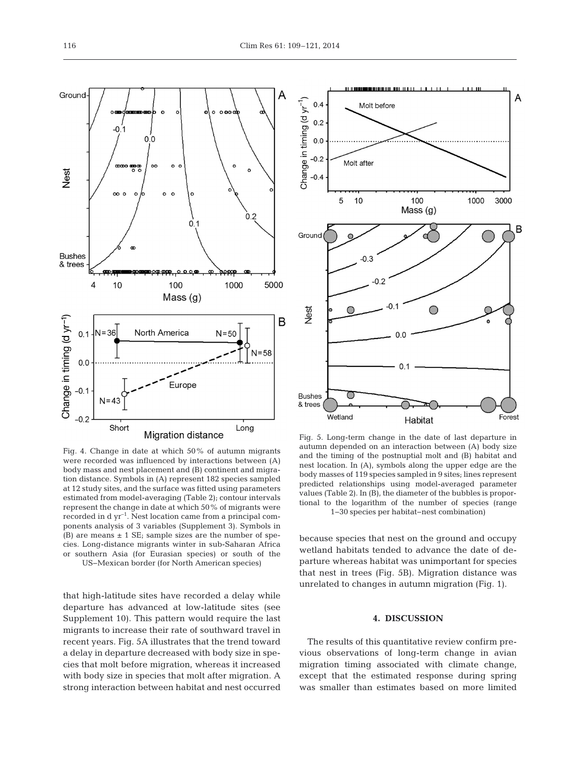Fig. 4. Change in date at which 50% of autumn migrants were recorded was influenced by interactions between (A) body mass and nest placement and (B) continent and migration distance. Symbols in (A) represent 182 species sampled at 12 study sites, and the surface was fitted using parameters estimated from model-averaging (Table 2); contour intervals represent the change in date at which 50% of migrants were recorded in d $yr^{-1}$. Nest location came from a principal components analysis of 3 variables (Supplement 3). Symbols in (B) are means ± 1 SE; sample sizes are the number of species. Long-distance migrants winter in sub-Saharan Africa or southern Asia (for Eurasian species) or south of the US–Mexican border (for North American species)

Fig. 5. Long-term change in the date of last departure in autumn depended on an interaction between (A) body size and the timing of the postnuptial molt and (B) habitat and nest location. In (A), symbols along the upper edge are the body masses of 119 species sampled in 9 sites; lines represent predicted relationships using model-averaged parameter values (Table 2). In (B), the diameter of the bubbles is proportional to the logarithm of the number of species (range 1–30 species per habitat–nest combination)

that high-latitude sites have recorded a delay while departure has advanced at low-latitude sites (see Supplement 10). This pattern would require the last migrants to increase their rate of southward travel in recent years. Fig. 5A illustrates that the trend toward a delay in departure decreased with body size in species that molt before migration, whereas it increased with body size in species that molt after migration. A strong interaction between habitat and nest occurred because species that nest on the ground and occupy wetland habitats tended to advance the date of departure whereas habitat was unimportant for species that nest in trees (Fig. 5B). Migration distance was unrelated to changes in autumn migration (Fig. 1).

## 4. DISCUSSION

The results of this quantitative review confirm previous observations of long-term change in avian migration timing associated with climate change, except that the estimated response during spring was smaller than estimates based on more limited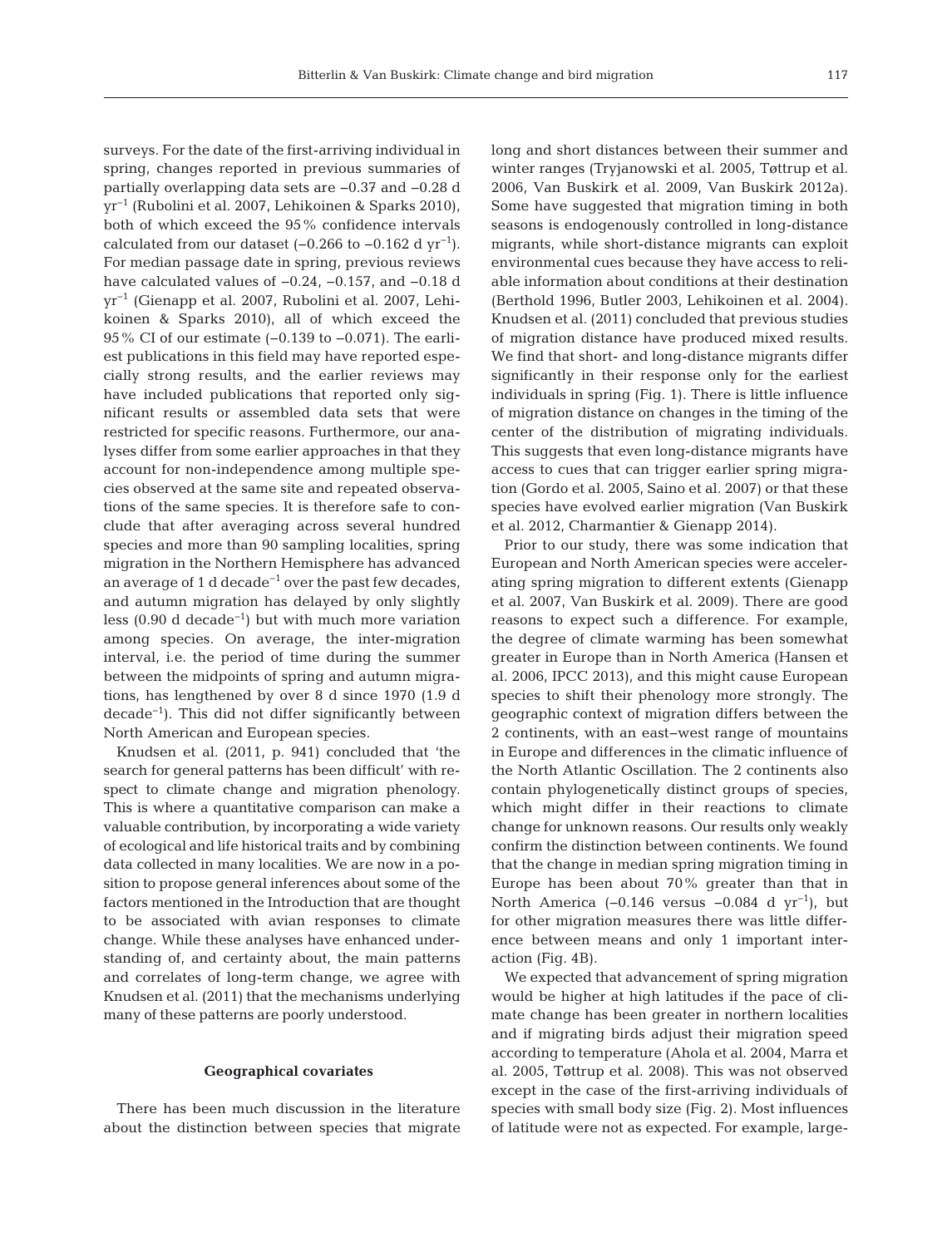surveys. For the date of the first-arriving individual in spring, changes reported in previous summaries of partially overlapping data sets are −0.37 and −0.28 d $yr^{-1}$ (Rubolini et al. 2007, Lehikoinen & Sparks 2010), both of which exceed the 95% confidence intervals calculated from our dataset (−0.266 to −0.162 d $yr^{-1}$). For median passage date in spring, previous reviews have calculated values of −0.24, −0.157, and −0.18 d $yr^{-1}$ (Gienapp et al. 2007, Rubolini et al. 2007, Lehikoinen & Sparks 2010), all of which exceed the 95% CI of our estimate (−0.139 to −0.071). The earliest publications in this field may have reported especially strong results, and the earlier reviews may have included publications that reported only significant results or assembled data sets that were restricted for specific reasons. Furthermore, our analyses differ from some earlier approaches in that they account for non-independence among multiple species observed at the same site and repeated observations of the same species. It is therefore safe to conclude that after averaging across several hundred species and more than 90 sampling localities, spring migration in the Northern Hemisphere has advanced an average of 1 d $decade^{-1}$ over the past few decades, and autumn migration has delayed by only slightly less (0.90 d $decade^{-1}$) but with much more variation among species. On average, the inter-migration interval, i.e. the period of time during the summer between the midpoints of spring and autumn migrations, has lengthened by over 8 d since 1970 (1.9 d $decade^{-1}$). This did not differ significantly between North American and European species.

Knudsen et al. (2011, p. 941) concluded that 'the search for general patterns has been difficult' with respect to climate change and migration phenology. This is where a quantitative comparison can make a valuable contribution, by incorporating a wide variety of ecological and life historical traits and by combining data collected in many localities. We are now in a position to propose general inferences about some of the factors mentioned in the Introduction that are thought to be associated with avian responses to climate change. While these analyses have enhanced understanding of, and certainty about, the main patterns and correlates of long-term change, we agree with Knudsen et al. (2011) that the mechanisms underlying many of these patterns are poorly understood.

### Geographical covariates

There has been much discussion in the literature about the distinction between species that migrate long and short distances between their summer and winter ranges (Tryjanowski et al. 2005, Tøttrup et al. 2006, Van Buskirk et al. 2009, Van Buskirk 2012a). Some have suggested that migration timing in both seasons is endogenously controlled in long-distance migrants, while short-distance migrants can exploit environmental cues because they have access to reliable information about conditions at their destination (Berthold 1996, Butler 2003, Lehikoinen et al. 2004). Knudsen et al. (2011) concluded that previous studies of migration distance have produced mixed results. We find that short- and long-distance migrants differ significantly in their response only for the earliest individuals in spring (Fig. 1). There is little influence of migration distance on changes in the timing of the center of the distribution of migrating individuals. This suggests that even long-distance migrants have access to cues that can trigger earlier spring migration (Gordo et al. 2005, Saino et al. 2007) or that these species have evolved earlier migration (Van Buskirk et al. 2012, Charmantier & Gienapp 2014).

Prior to our study, there was some indication that European and North American species were accelerating spring migration to different extents (Gienapp et al. 2007, Van Buskirk et al. 2009). There are good reasons to expect such a difference. For example, the degree of climate warming has been somewhat greater in Europe than in North America (Hansen et al. 2006, IPCC 2013), and this might cause European species to shift their phenology more strongly. The geographic context of migration differs between the 2 continents, with an east–west range of mountains in Europe and differences in the climatic influence of the North Atlantic Oscillation. The 2 continents also contain phylogenetically distinct groups of species, which might differ in their reactions to climate change for unknown reasons. Our results only weakly confirm the distinction between continents. We found that the change in median spring migration timing in Europe has been about 70% greater than that in North America (−0.146 versus −0.084 d $yr^{-1}$), but for other migration measures there was little difference between means and only 1 important interaction (Fig. 4B).

We expected that advancement of spring migration would be higher at high latitudes if the pace of climate change has been greater in northern localities and if migrating birds adjust their migration speed according to temperature (Ahola et al. 2004, Marra et al. 2005, Tøttrup et al. 2008). This was not observed except in the case of the first-arriving individuals of species with small body size (Fig. 2). Most influences of latitude were not as expected. For example, large-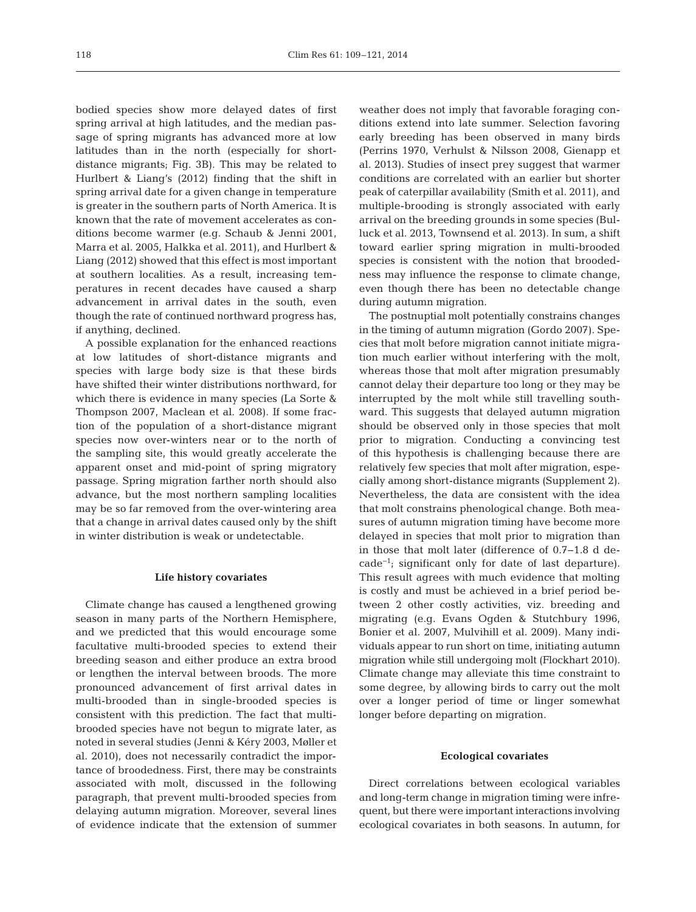bodied species show more delayed dates of first spring arrival at high latitudes, and the median passage of spring migrants has advanced more at low latitudes than in the north (especially for short-distance migrants; Fig. 3B). This may be related to Hurlbert & Liang's (2012) finding that the shift in spring arrival date for a given change in temperature is greater in the southern parts of North America. It is known that the rate of movement accelerates as conditions become warmer (e.g. Schaub & Jenni 2001, Marra et al. 2005, Halkka et al. 2011), and Hurlbert & Liang (2012) showed that this effect is most important at southern localities. As a result, increasing temperatures in recent decades have caused a sharp advancement in arrival dates in the south, even though the rate of continued northward progress has, if anything, declined.

A possible explanation for the enhanced reactions at low latitudes of short-distance migrants and species with large body size is that these birds have shifted their winter distributions northward, for which there is evidence in many species (La Sorte & Thompson 2007, Maclean et al. 2008). If some fraction of the population of a short-distance migrant species now over-winters near or to the north of the sampling site, this would greatly accelerate the apparent onset and mid-point of spring migratory passage. Spring migration farther north should also advance, but the most northern sampling localities may be so far removed from the over-wintering area that a change in arrival dates caused only by the shift in winter distribution is weak or undetectable.

### Life history covariates

Climate change has caused a lengthened growing season in many parts of the Northern Hemisphere, and we predicted that this would encourage some facultative multi-brooded species to extend their breeding season and either produce an extra brood or lengthen the interval between broods. The more pronounced advancement of first arrival dates in multi-brooded than in single-brooded species is consistent with this prediction. The fact that multi-brooded species have not begun to migrate later, as noted in several studies (Jenni & Kéry 2003, Møller et al. 2010), does not necessarily contradict the importance of broodedness. First, there may be constraints associated with molt, discussed in the following paragraph, that prevent multi-brooded species from delaying autumn migration. Moreover, several lines of evidence indicate that the extension of summer weather does not imply that favorable foraging conditions extend into late summer. Selection favoring early breeding has been observed in many birds (Perrins 1970, Verhulst & Nilsson 2008, Gienapp et al. 2013). Studies of insect prey suggest that warmer conditions are correlated with an earlier but shorter peak of caterpillar availability (Smith et al. 2011), and multiple-brooding is strongly associated with early arrival on the breeding grounds in some species (Bulluck et al. 2013, Townsend et al. 2013). In sum, a shift toward earlier spring migration in multi-brooded species is consistent with the notion that broodedness may influence the response to climate change, even though there has been no detectable change during autumn migration.

The postnuptial molt potentially constrains changes in the timing of autumn migration (Gordo 2007). Species that molt before migration cannot initiate migration much earlier without interfering with the molt, whereas those that molt after migration presumably cannot delay their departure too long or they may be interrupted by the molt while still travelling southward. This suggests that delayed autumn migration should be observed only in those species that molt prior to migration. Conducting a convincing test of this hypothesis is challenging because there are relatively few species that molt after migration, especially among short-distance migrants (Supplement 2). Nevertheless, the data are consistent with the idea that molt constrains phenological change. Both measures of autumn migration timing have become more delayed in species that molt prior to migration than in those that molt later (difference of 0.7–1.8 d decade$^{-1}$; significant only for date of last departure). This result agrees with much evidence that molting is costly and must be achieved in a brief period between 2 other costly activities, viz. breeding and migrating (e.g. Evans Ogden & Stutchbury 1996, Bonier et al. 2007, Mulvihill et al. 2009). Many individuals appear to run short on time, initiating autumn migration while still undergoing molt (Flockhart 2010). Climate change may alleviate this time constraint to some degree, by allowing birds to carry out the molt over a longer period of time or linger somewhat longer before departing on migration.

### Ecological covariates

Direct correlations between ecological variables and long-term change in migration timing were infrequent, but there were important interactions involving ecological covariates in both seasons. In autumn, for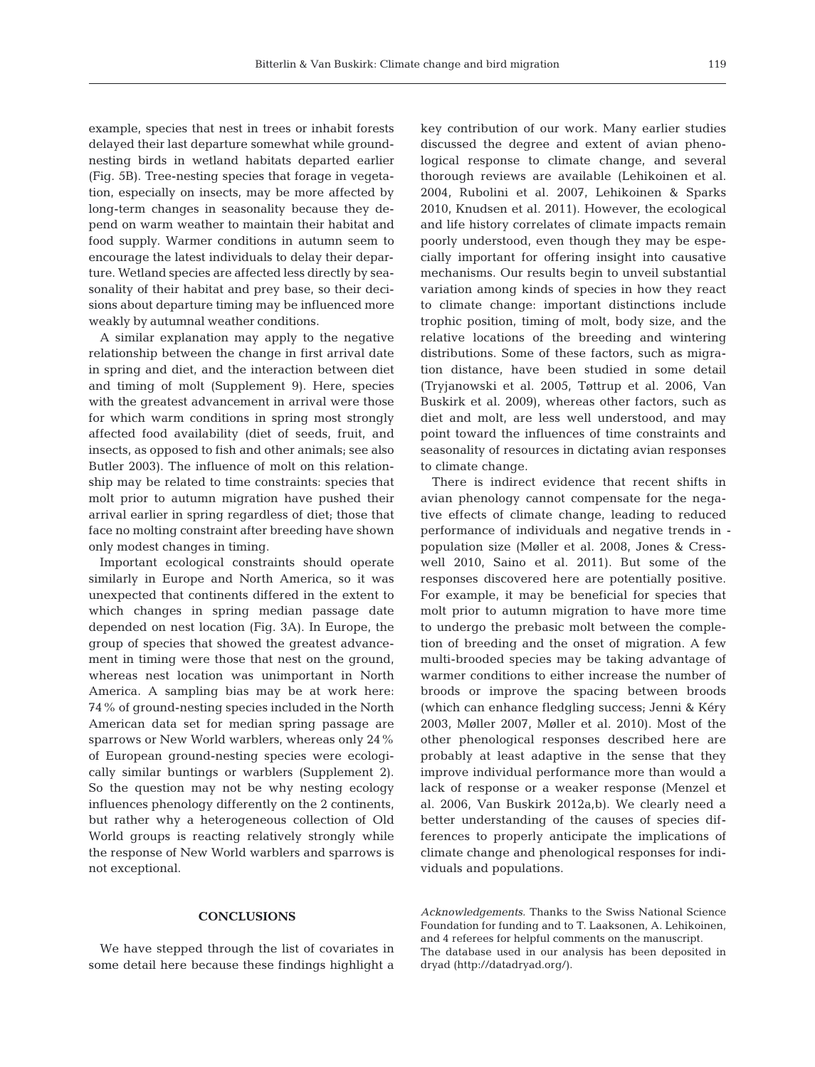example, species that nest in trees or inhabit forests delayed their last departure somewhat while ground-nesting birds in wetland habitats departed earlier (Fig. 5B). Tree-nesting species that forage in vegetation, especially on insects, may be more affected by long-term changes in seasonality because they depend on warm weather to maintain their habitat and food supply. Warmer conditions in autumn seem to encourage the latest individuals to delay their departure. Wetland species are affected less directly by seasonality of their habitat and prey base, so their decisions about departure timing may be influenced more weakly by autumnal weather conditions.

A similar explanation may apply to the negative relationship between the change in first arrival date in spring and diet, and the interaction between diet and timing of molt (Supplement 9). Here, species with the greatest advancement in arrival were those for which warm conditions in spring most strongly affected food availability (diet of seeds, fruit, and insects, as opposed to fish and other animals; see also Butler 2003). The influence of molt on this relationship may be related to time constraints: species that molt prior to autumn migration have pushed their arrival earlier in spring regardless of diet; those that face no molting constraint after breeding have shown only modest changes in timing.

Important ecological constraints should operate similarly in Europe and North America, so it was unexpected that continents differed in the extent to which changes in spring median passage date depended on nest location (Fig. 3A). In Europe, the group of species that showed the greatest advancement in timing were those that nest on the ground, whereas nest location was unimportant in North America. A sampling bias may be at work here: 74% of ground-nesting species included in the North American data set for median spring passage are sparrows or New World warblers, whereas only 24% of European ground-nesting species were ecologically similar buntings or warblers (Supplement 2). So the question may not be why nesting ecology influences phenology differently on the 2 continents, but rather why a heterogeneous collection of Old World groups is reacting relatively strongly while the response of New World warblers and sparrows is not exceptional.

## CONCLUSIONS

We have stepped through the list of covariates in some detail here because these findings highlight a key contribution of our work. Many earlier studies discussed the degree and extent of avian phenological response to climate change, and several thorough reviews are available (Lehikoinen et al. 2004, Rubolini et al. 2007, Lehikoinen & Sparks 2010, Knudsen et al. 2011). However, the ecological and life history correlates of climate impacts remain poorly understood, even though they may be especially important for offering insight into causative mechanisms. Our results begin to unveil substantial variation among kinds of species in how they react to climate change: important distinctions include trophic position, timing of molt, body size, and the relative locations of the breeding and wintering distributions. Some of these factors, such as migration distance, have been studied in some detail (Tryjanowski et al. 2005, Tøttrup et al. 2006, Van Buskirk et al. 2009), whereas other factors, such as diet and molt, are less well understood, and may point toward the influences of time constraints and seasonality of resources in dictating avian responses to climate change.

There is indirect evidence that recent shifts in avian phenology cannot compensate for the negative effects of climate change, leading to reduced performance of individuals and negative trends in population size (Møller et al. 2008, Jones & Cresswell 2010, Saino et al. 2011). But some of the responses discovered here are potentially positive. For example, it may be beneficial for species that molt prior to autumn migration to have more time to undergo the prebasic molt between the completion of breeding and the onset of migration. A few multi-brooded species may be taking advantage of warmer conditions to either increase the number of broods or improve the spacing between broods (which can enhance fledgling success; Jenni & Kéry 2003, Møller 2007, Møller et al. 2010). Most of the other phenological responses described here are probably at least adaptive in the sense that they improve individual performance more than would a lack of response or a weaker response (Menzel et al. 2006, Van Buskirk 2012a,b). We clearly need a better understanding of the causes of species differences to properly anticipate the implications of climate change and phenological responses for individuals and populations.

*Acknowledgements.* Thanks to the Swiss National Science Foundation for funding and to T. Laaksonen, A. Lehikoinen, and 4 referees for helpful comments on the manuscript. The database used in our analysis has been deposited in dryad (http://datadryad.org/).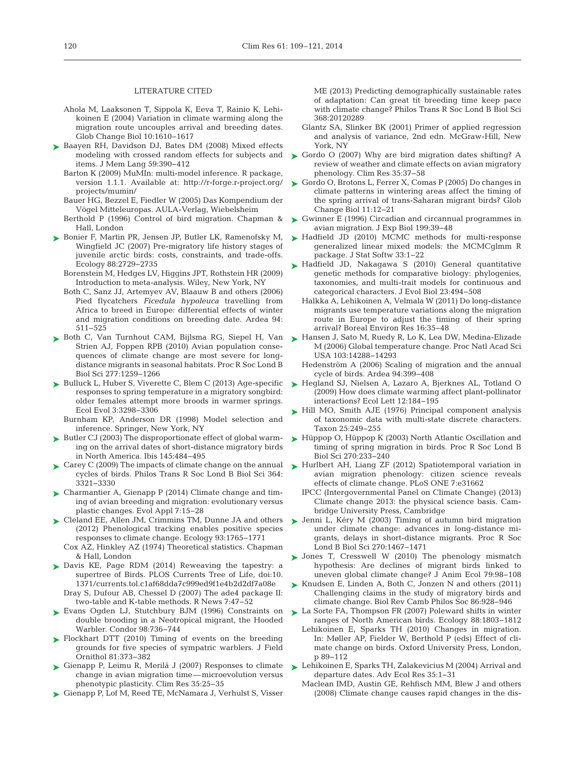LITERATURE CITED

Ahola M, Laaksonen T, Sippola K, Eeva T, Rainio K, Lehikoinen E (2004) Variation in climate warming along the migration route uncouples arrival and breeding dates. Glob Change Biol 10:1610−1617

Baayen RH, Davidson DJ, Bates DM (2008) Mixed effects modeling with crossed random effects for subjects and items. J Mem Lang 59:390−412

Barton K (2009) MuMIn: multi-model inference. R package, version 1.1.1. Available at: http://r-forge.r-project.org/projects/mumin/

Bauer HG, Bezzel E, Fiedler W (2005) Das Kompendium der Vögel Mitteleuropas. AULA-Verlag, Wiebelsheim

Berthold P (1996) Control of bird migration. Chapman & Hall, London

Bonier F, Martin PR, Jensen JP, Butler LK, Ramenofsky M, Wingfield JC (2007) Pre-migratory life history stages of juvenile arctic birds: costs, constraints, and trade-offs. Ecology 88:2729−2735

Borenstein M, Hedges LV, Higgins JPT, Rothstein HR (2009) Introduction to meta-analysis. Wiley, New York, NY

Both C, Sanz JJ, Artemyev AV, Blaauw B and others (2006) Pied flycatchers *Ficedula hypoleuca* travelling from Africa to breed in Europe: differential effects of winter and migration conditions on breeding date. Ardea 94: 511−525

Both C, Van Turnhout CAM, Bijlsma RG, Siepel H, Van Strien AJ, Foppen RPB (2010) Avian population consequences of climate change are most severe for long-distance migrants in seasonal habitats. Proc R Soc Lond B Biol Sci 277:1259−1266

Bulluck L, Huber S, Viverette C, Blem C (2013) Age-specific responses to spring temperature in a migratory songbird: older females attempt more broods in warmer springs. Ecol Evol 3:3298−3306

Burnham KP, Anderson DR (1998) Model selection and inference. Springer, New York, NY

Butler CJ (2003) The disproportionate effect of global warming on the arrival dates of short-distance migratory birds in North America. Ibis 145:484−495

Carey C (2009) The impacts of climate change on the annual cycles of birds. Philos Trans R Soc Lond B Biol Sci 364: 3321−3330

Charmantier A, Gienapp P (2014) Climate change and timing of avian breeding and migration: evolutionary versus plastic changes. Evol Appl 7:15−28

Cleland EE, Allen JM, Crimmins TM, Dunne JA and others (2012) Phenological tracking enables positive species responses to climate change. Ecology 93:1765−1771

Cox AZ, Hinkley AZ (1974) Theoretical statistics. Chapman & Hall, London

Davis KE, Page RDM (2014) Reweaving the tapestry: a supertree of Birds. PLOS Currents Tree of Life, doi:10.1371/currents.tol.c1af68dda7c999ed9f1e4b2d2df7a08e

Dray S, Dufour AB, Chessel D (2007) The ade4 package II: two-table and K-table methods. R News 7:47−52

Evans Ogden LJ, Stutchbury BJM (1996) Constraints on double brooding in a Neotropical migrant, the Hooded Warbler. Condor 98:736−744

Flockhart DTT (2010) Timing of events on the breeding grounds for five species of sympatric warblers. J Field Ornithol 81:373−382

Gienapp P, Leimu R, Merilä J (2007) Responses to climate change in avian migration time—microevolution versus phenotypic plasticity. Clim Res 35:25−35

Gienapp P, Lof M, Reed TE, McNamara J, Verhulst S, Visser ME (2013) Predicting demographically sustainable rates of adaptation: Can great tit breeding time keep pace with climate change? Philos Trans R Soc Lond B Biol Sci 368:20120289

Glantz SA, Slinker BK (2001) Primer of applied regression and analysis of variance, 2nd edn. McGraw-Hill, New York, NY

Gordo O (2007) Why are bird migration dates shifting? A review of weather and climate effects on avian migratory phenology. Clim Res 35:37−58

Gordo O, Brotons L, Ferrer X, Comas P (2005) Do changes in climate patterns in wintering areas affect the timing of the spring arrival of trans-Saharan migrant birds? Glob Change Biol 11:12−21

Gwinner E (1996) Circadian and circannual programmes in avian migration. J Exp Biol 199:39−48

Hadfield JD (2010) MCMC methods for multi-response generalized linear mixed models: the MCMCglmm R package. J Stat Softw 33:1−22

Hadfield JD, Nakagawa S (2010) General quantitative genetic methods for comparative biology: phylogenies, taxonomies, and multi-trait models for continuous and categorical characters. J Evol Biol 23:494−508

Halkka A, Lehikoinen A, Velmala W (2011) Do long-distance migrants use temperature variations along the migration route in Europe to adjust the timing of their spring arrival? Boreal Environ Res 16:35−48

Hansen J, Sato M, Ruedy R, Lo K, Lea DW, Medina-Elizade M (2006) Global temperature change. Proc Natl Acad Sci USA 103:14288−14293

Hedenström A (2006) Scaling of migration and the annual cycle of birds. Ardea 94:399−408

Hegland SJ, Nielsen A, Lazaro A, Bjerknes AL, Totland O (2009) How does climate warming affect plant-pollinator interactions? Ecol Lett 12:184−195

Hill MO, Smith AJE (1976) Principal component analysis of taxonomic data with multi-state discrete characters. Taxon 25:249−255

Hüppop O, Hüppop K (2003) North Atlantic Oscillation and timing of spring migration in birds. Proc R Soc Lond B Biol Sci 270:233−240

Hurlbert AH, Liang ZF (2012) Spatiotemporal variation in avian migration phenology: citizen science reveals effects of climate change. PLoS ONE 7:e31662

IPCC (Intergovernmental Panel on Climate Change) (2013) Climate change 2013: the physical science basis. Cambridge University Press, Cambridge

Jenni L, Kéry M (2003) Timing of autumn bird migration under climate change: advances in long-distance migrants, delays in short-distance migrants. Proc R Soc Lond B Biol Sci 270:1467−1471

Jones T, Cresswell W (2010) The phenology mismatch hypothesis: Are declines of migrant birds linked to uneven global climate change? J Anim Ecol 79:98−108

Knudsen E, Linden A, Both C, Jonzen N and others (2011) Challenging claims in the study of migratory birds and climate change. Biol Rev Camb Philos Soc 86:928−946

La Sorte FA, Thompson FR (2007) Poleward shifts in winter ranges of North American birds. Ecology 88:1803−1812

Lehikoinen E, Sparks TH (2010) Changes in migration. In: Møller AP, Fielder W, Berthold P (eds) Effect of climate change on birds. Oxford University Press, London, p 89−112

Lehikoinen E, Sparks TH, Zalakevicius M (2004) Arrival and departure dates. Adv Ecol Res 35:1−31

Maclean IMD, Austin GE, Rehfisch MM, Blew J and others (2008) Climate change causes rapid changes in the dis-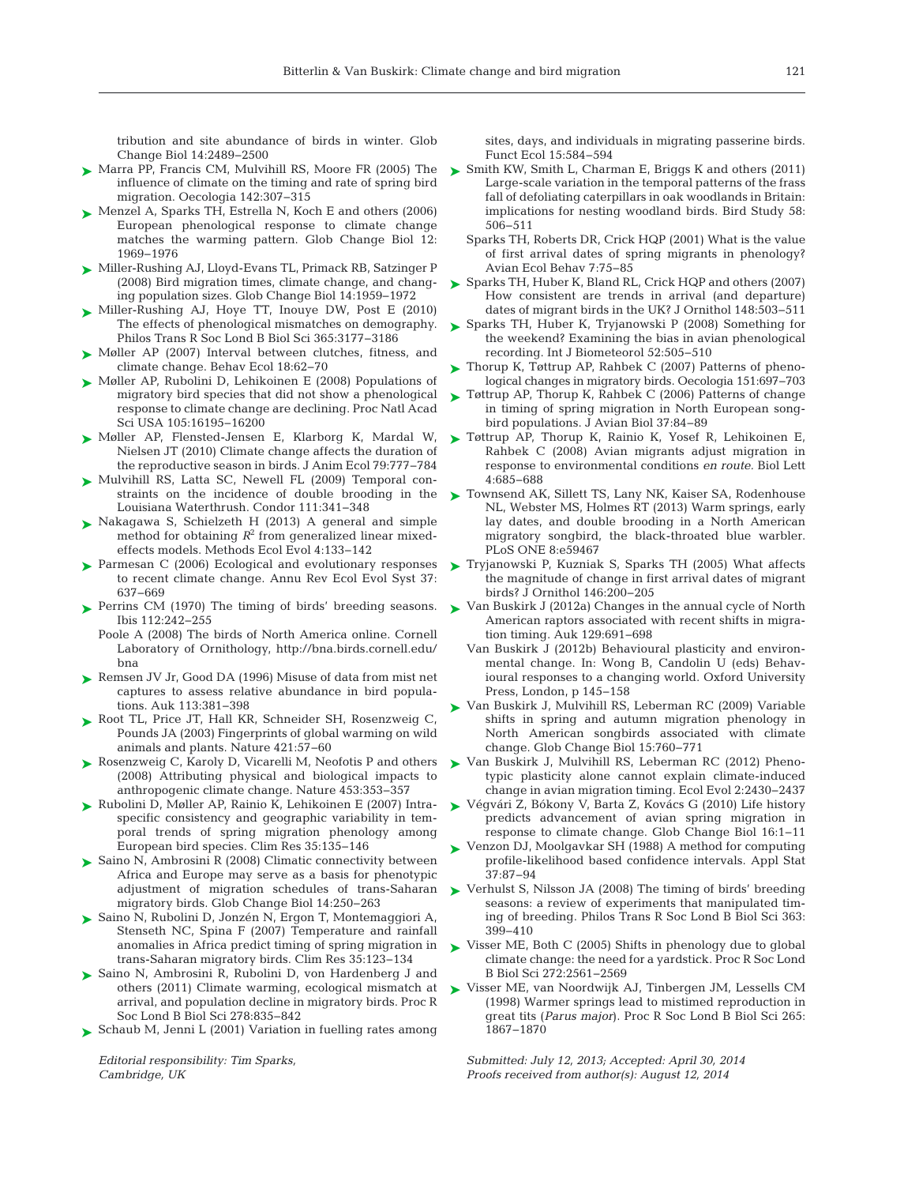tribution and site abundance of birds in winter. Glob Change Biol 14:2489–2500

Marra PP, Francis CM, Mulvihill RS, Moore FR (2005) The influence of climate on the timing and rate of spring bird migration. Oecologia 142:307–315

Menzel A, Sparks TH, Estrella N, Koch E and others (2006) European phenological response to climate change matches the warming pattern. Glob Change Biol 12: 1969–1976

Miller-Rushing AJ, Lloyd-Evans TL, Primack RB, Satzinger P (2008) Bird migration times, climate change, and changing population sizes. Glob Change Biol 14:1959–1972

Miller-Rushing AJ, Hoye TT, Inouye DW, Post E (2010) The effects of phenological mismatches on demography. Philos Trans R Soc Lond B Biol Sci 365:3177–3186

Møller AP (2007) Interval between clutches, fitness, and climate change. Behav Ecol 18:62–70

Møller AP, Rubolini D, Lehikoinen E (2008) Populations of migratory bird species that did not show a phenological response to climate change are declining. Proc Natl Acad Sci USA 105:16195–16200

Møller AP, Flensted-Jensen E, Klarborg K, Mardal W, Nielsen JT (2010) Climate change affects the duration of the reproductive season in birds. J Anim Ecol 79:777–784

Mulvihill RS, Latta SC, Newell FL (2009) Temporal constraints on the incidence of double brooding in the Louisiana Waterthrush. Condor 111:341–348

Nakagawa S, Schielzeth H (2013) A general and simple method for obtaining $R^2$ from generalized linear mixed-effects models. Methods Ecol Evol 4:133–142

Parmesan C (2006) Ecological and evolutionary responses to recent climate change. Annu Rev Ecol Evol Syst 37: 637–669

Perrins CM (1970) The timing of birds' breeding seasons. Ibis 112:242–255

Poole A (2008) The birds of North America online. Cornell Laboratory of Ornithology, http://bna.birds.cornell.edu/bna

Remsen JV Jr, Good DA (1996) Misuse of data from mist net captures to assess relative abundance in bird populations. Auk 113:381–398

Root TL, Price JT, Hall KR, Schneider SH, Rosenzweig C, Pounds JA (2003) Fingerprints of global warming on wild animals and plants. Nature 421:57–60

Rosenzweig C, Karoly D, Vicarelli M, Neofotis P and others (2008) Attributing physical and biological impacts to anthropogenic climate change. Nature 453:353–357

Rubolini D, Møller AP, Rainio K, Lehikoinen E (2007) Intraspecific consistency and geographic variability in temporal trends of spring migration phenology among European bird species. Clim Res 35:135–146

Saino N, Ambrosini R (2008) Climatic connectivity between Africa and Europe may serve as a basis for phenotypic adjustment of migration schedules of trans-Saharan migratory birds. Glob Change Biol 14:250–263

Saino N, Rubolini D, Jonzén N, Ergon T, Montemaggiori A, Stenseth NC, Spina F (2007) Temperature and rainfall anomalies in Africa predict timing of spring migration in trans-Saharan migratory birds. Clim Res 35:123–134

Saino N, Ambrosini R, Rubolini D, von Hardenberg J and others (2011) Climate warming, ecological mismatch at arrival, and population decline in migratory birds. Proc R Soc Lond B Biol Sci 278:835–842

Schaub M, Jenni L (2001) Variation in fuelling rates among sites, days, and individuals in migrating passerine birds. Funct Ecol 15:584–594

Smith KW, Smith L, Charman E, Briggs K and others (2011) Large-scale variation in the temporal patterns of the frass fall of defoliating caterpillars in oak woodlands in Britain: implications for nesting woodland birds. Bird Study 58: 506–511

Sparks TH, Roberts DR, Crick HQP (2001) What is the value of first arrival dates of spring migrants in phenology? Avian Ecol Behav 7:75–85

Sparks TH, Huber K, Bland RL, Crick HQP and others (2007) How consistent are trends in arrival (and departure) dates of migrant birds in the UK? J Ornithol 148:503–511

Sparks TH, Huber K, Tryjanowski P (2008) Something for the weekend? Examining the bias in avian phenological recording. Int J Biometeorol 52:505–510

Thorup K, Tøttrup AP, Rahbek C (2007) Patterns of phenological changes in migratory birds. Oecologia 151:697–703

Tøttrup AP, Thorup K, Rahbek C (2006) Patterns of change in timing of spring migration in North European songbird populations. J Avian Biol 37:84–89

Tøttrup AP, Thorup K, Rainio K, Yosef R, Lehikoinen E, Rahbek C (2008) Avian migrants adjust migration in response to environmental conditions *en route*. Biol Lett 4:685–688

Townsend AK, Sillett TS, Lany NK, Kaiser SA, Rodenhouse NL, Webster MS, Holmes RT (2013) Warm springs, early lay dates, and double brooding in a North American migratory songbird, the black-throated blue warbler. PLoS ONE 8:e59467

Tryjanowski P, Kuzniak S, Sparks TH (2005) What affects the magnitude of change in first arrival dates of migrant birds? J Ornithol 146:200–205

Van Buskirk J (2012a) Changes in the annual cycle of North American raptors associated with recent shifts in migration timing. Auk 129:691–698

Van Buskirk J (2012b) Behavioural plasticity and environmental change. In: Wong B, Candolin U (eds) Behavioural responses to a changing world. Oxford University Press, London, p 145–158

Van Buskirk J, Mulvihill RS, Leberman RC (2009) Variable shifts in spring and autumn migration phenology in North American songbirds associated with climate change. Glob Change Biol 15:760–771

Van Buskirk J, Mulvihill RS, Leberman RC (2012) Phenotypic plasticity alone cannot explain climate-induced change in avian migration timing. Ecol Evol 2:2430–2437

Végvári Z, Bókony V, Barta Z, Kovács G (2010) Life history predicts advancement of avian spring migration in response to climate change. Glob Change Biol 16:1–11

Venzon DJ, Moolgavkar SH (1988) A method for computing profile-likelihood based confidence intervals. Appl Stat 37:87–94

Verhulst S, Nilsson JA (2008) The timing of birds' breeding seasons: a review of experiments that manipulated timing of breeding. Philos Trans R Soc Lond B Biol Sci 363: 399–410

Visser ME, Both C (2005) Shifts in phenology due to global climate change: the need for a yardstick. Proc R Soc Lond B Biol Sci 272:2561–2569

Visser ME, van Noordwijk AJ, Tinbergen JM, Lessells CM (1998) Warmer springs lead to mistimed reproduction in great tits (*Parus major*). Proc R Soc Lond B Biol Sci 265: 1867–1870

*Editorial responsibility: Tim Sparks, Cambridge, UK*

*Submitted: July 12, 2013; Accepted: April 30, 2014*
*Proofs received from author(s): August 12, 2014*